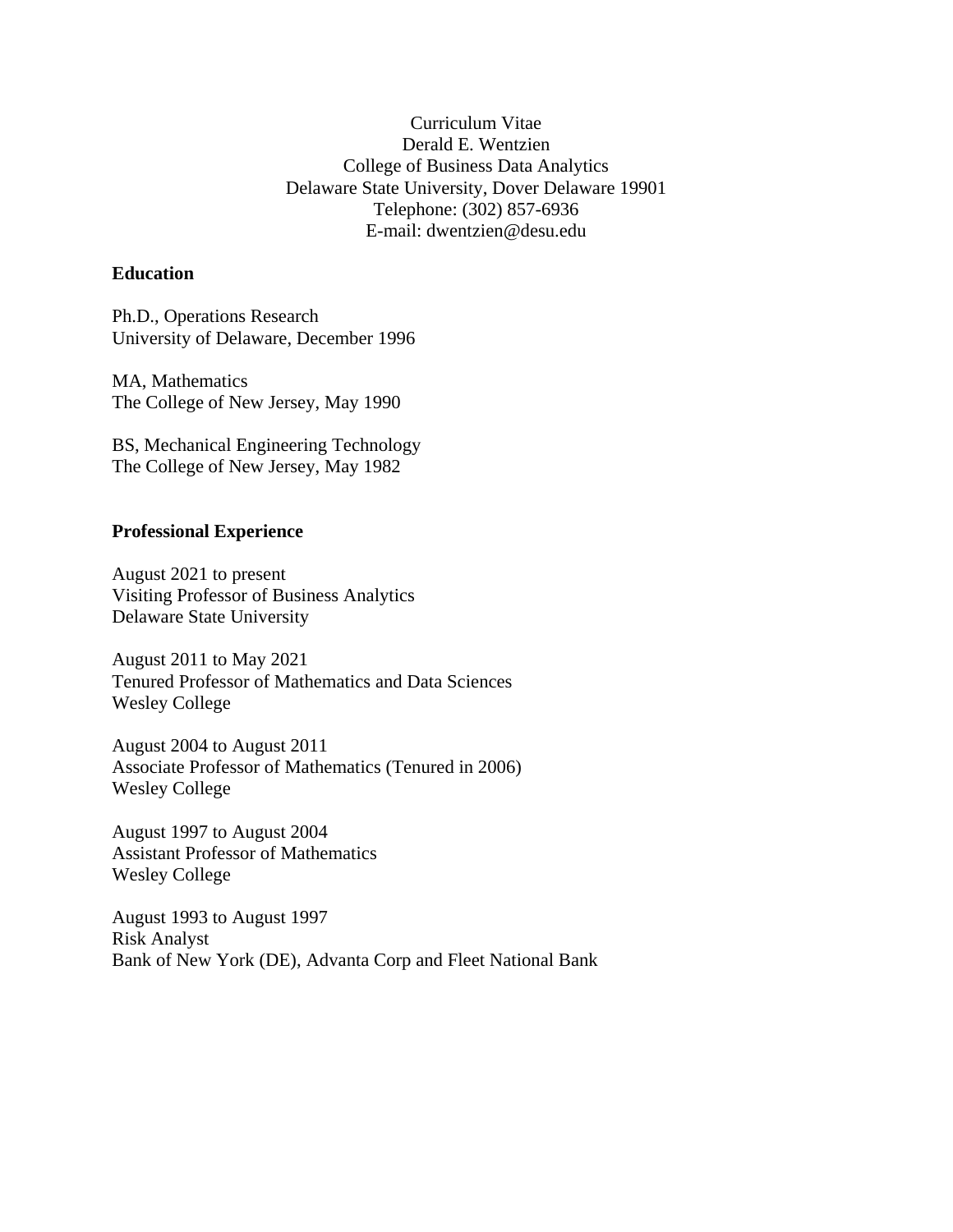Curriculum Vitae
Derald E. Wentzien
College of Business Data Analytics
Delaware State University, Dover Delaware 19901
Telephone: (302) 857-6936
E-mail: dwentzien@desu.edu

**Education**

Ph.D., Operations Research
University of Delaware, December 1996

MA, Mathematics
The College of New Jersey, May 1990

BS, Mechanical Engineering Technology
The College of New Jersey, May 1982

**Professional Experience**

August 2021 to present
Visiting Professor of Business Analytics
Delaware State University

August 2011 to May 2021
Tenured Professor of Mathematics and Data Sciences
Wesley College

August 2004 to August 2011
Associate Professor of Mathematics (Tenured in 2006)
Wesley College

August 1997 to August 2004
Assistant Professor of Mathematics
Wesley College

August 1993 to August 1997
Risk Analyst
Bank of New York (DE), Advanta Corp and Fleet National Bank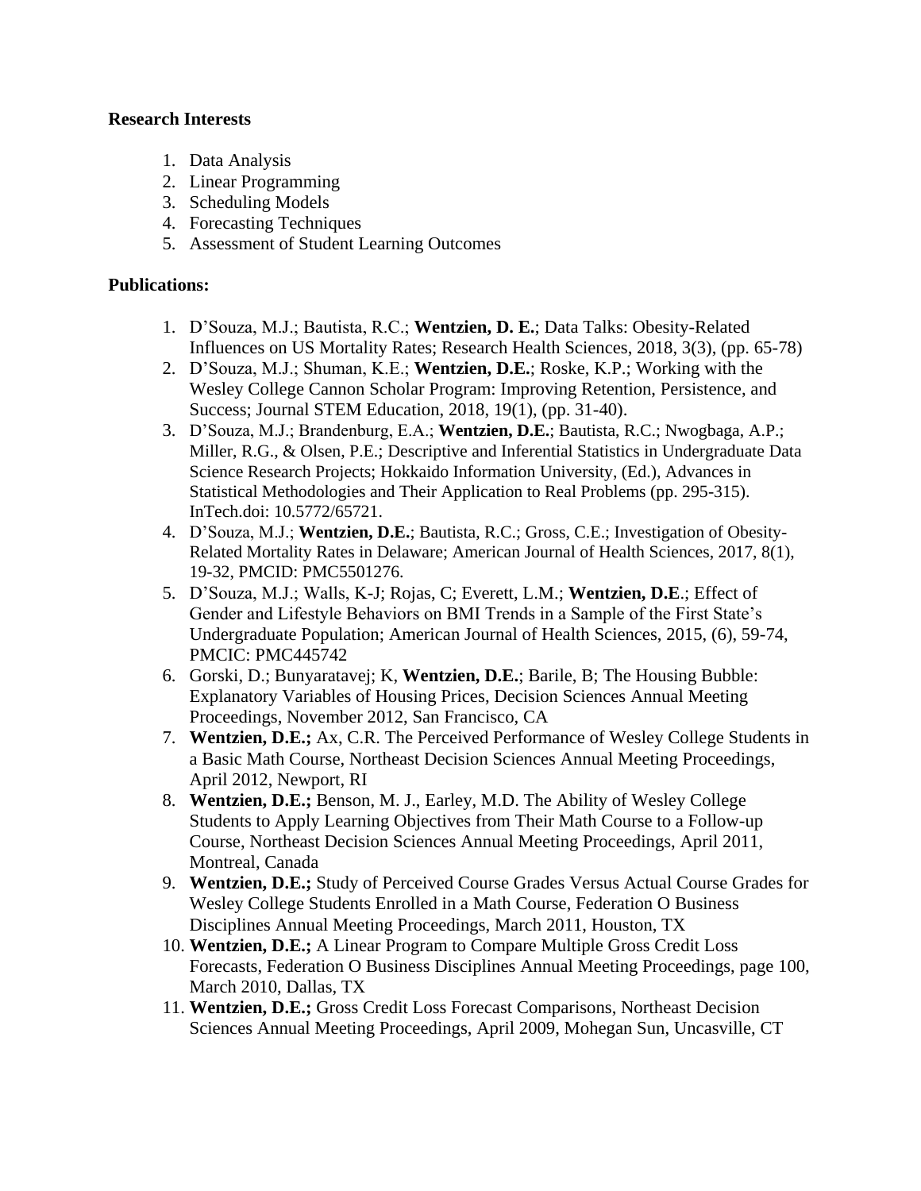**Research Interests**

1. Data Analysis
2. Linear Programming
3. Scheduling Models
4. Forecasting Techniques
5. Assessment of Student Learning Outcomes

**Publications:**

1. D'Souza, M.J.; Bautista, R.C.; **Wentzien, D. E.**; Data Talks: Obesity-Related Influences on US Mortality Rates; Research Health Sciences, 2018, 3(3), (pp. 65-78)
2. D'Souza, M.J.; Shuman, K.E.; **Wentzien, D.E.**; Roske, K.P.; Working with the Wesley College Cannon Scholar Program: Improving Retention, Persistence, and Success; Journal STEM Education, 2018, 19(1), (pp. 31-40).
3. D'Souza, M.J.; Brandenburg, E.A.; **Wentzien, D.E.**; Bautista, R.C.; Nwogbaga, A.P.; Miller, R.G., & Olsen, P.E.; Descriptive and Inferential Statistics in Undergraduate Data Science Research Projects; Hokkaido Information University, (Ed.), Advances in Statistical Methodologies and Their Application to Real Problems (pp. 295-315). InTech.doi: 10.5772/65721.
4. D'Souza, M.J.; **Wentzien, D.E.**; Bautista, R.C.; Gross, C.E.; Investigation of Obesity-Related Mortality Rates in Delaware; American Journal of Health Sciences, 2017, 8(1), 19-32, PMCID: PMC5501276.
5. D'Souza, M.J.; Walls, K-J; Rojas, C; Everett, L.M.; **Wentzien, D.E**.; Effect of Gender and Lifestyle Behaviors on BMI Trends in a Sample of the First State's Undergraduate Population; American Journal of Health Sciences, 2015, (6), 59-74, PMCIC: PMC445742
6. Gorski, D.; Bunyaratavej; K, **Wentzien, D.E.**; Barile, B; The Housing Bubble: Explanatory Variables of Housing Prices, Decision Sciences Annual Meeting Proceedings, November 2012, San Francisco, CA
7. **Wentzien, D.E.;** Ax, C.R. The Perceived Performance of Wesley College Students in a Basic Math Course, Northeast Decision Sciences Annual Meeting Proceedings, April 2012, Newport, RI
8. **Wentzien, D.E.;** Benson, M. J., Earley, M.D. The Ability of Wesley College Students to Apply Learning Objectives from Their Math Course to a Follow-up Course, Northeast Decision Sciences Annual Meeting Proceedings, April 2011, Montreal, Canada
9. **Wentzien, D.E.;** Study of Perceived Course Grades Versus Actual Course Grades for Wesley College Students Enrolled in a Math Course, Federation O Business Disciplines Annual Meeting Proceedings, March 2011, Houston, TX
10. **Wentzien, D.E.;** A Linear Program to Compare Multiple Gross Credit Loss Forecasts, Federation O Business Disciplines Annual Meeting Proceedings, page 100, March 2010, Dallas, TX
11. **Wentzien, D.E.;** Gross Credit Loss Forecast Comparisons, Northeast Decision Sciences Annual Meeting Proceedings, April 2009, Mohegan Sun, Uncasville, CT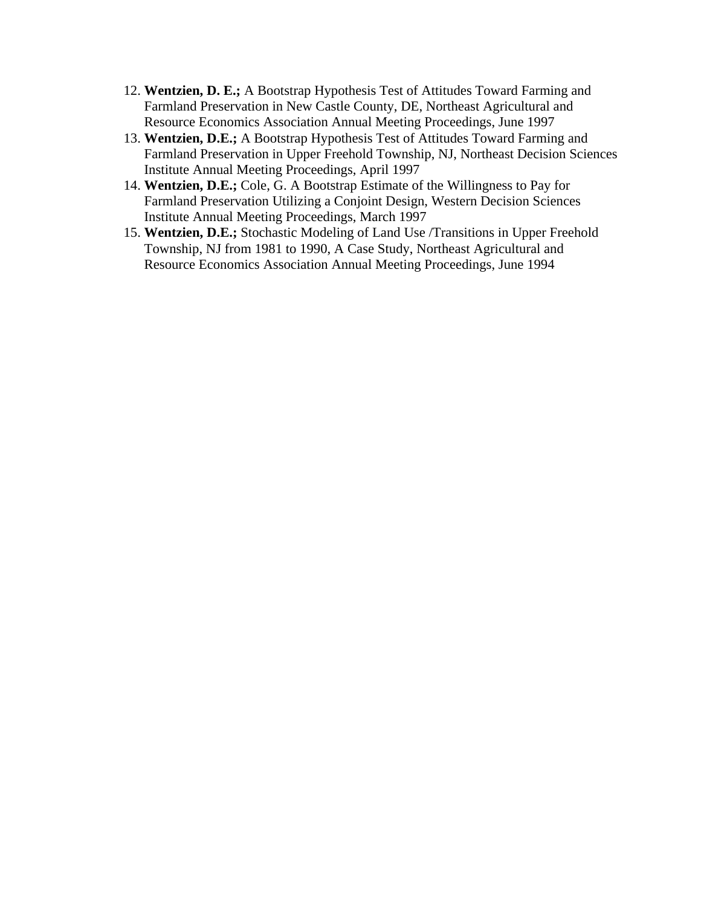12. **Wentzien, D. E.;** A Bootstrap Hypothesis Test of Attitudes Toward Farming and Farmland Preservation in New Castle County, DE, Northeast Agricultural and Resource Economics Association Annual Meeting Proceedings, June 1997
13. **Wentzien, D.E.;** A Bootstrap Hypothesis Test of Attitudes Toward Farming and Farmland Preservation in Upper Freehold Township, NJ, Northeast Decision Sciences Institute Annual Meeting Proceedings, April 1997
14. **Wentzien, D.E.;** Cole, G. A Bootstrap Estimate of the Willingness to Pay for Farmland Preservation Utilizing a Conjoint Design, Western Decision Sciences Institute Annual Meeting Proceedings, March 1997
15. **Wentzien, D.E.;** Stochastic Modeling of Land Use /Transitions in Upper Freehold Township, NJ from 1981 to 1990, A Case Study, Northeast Agricultural and Resource Economics Association Annual Meeting Proceedings, June 1994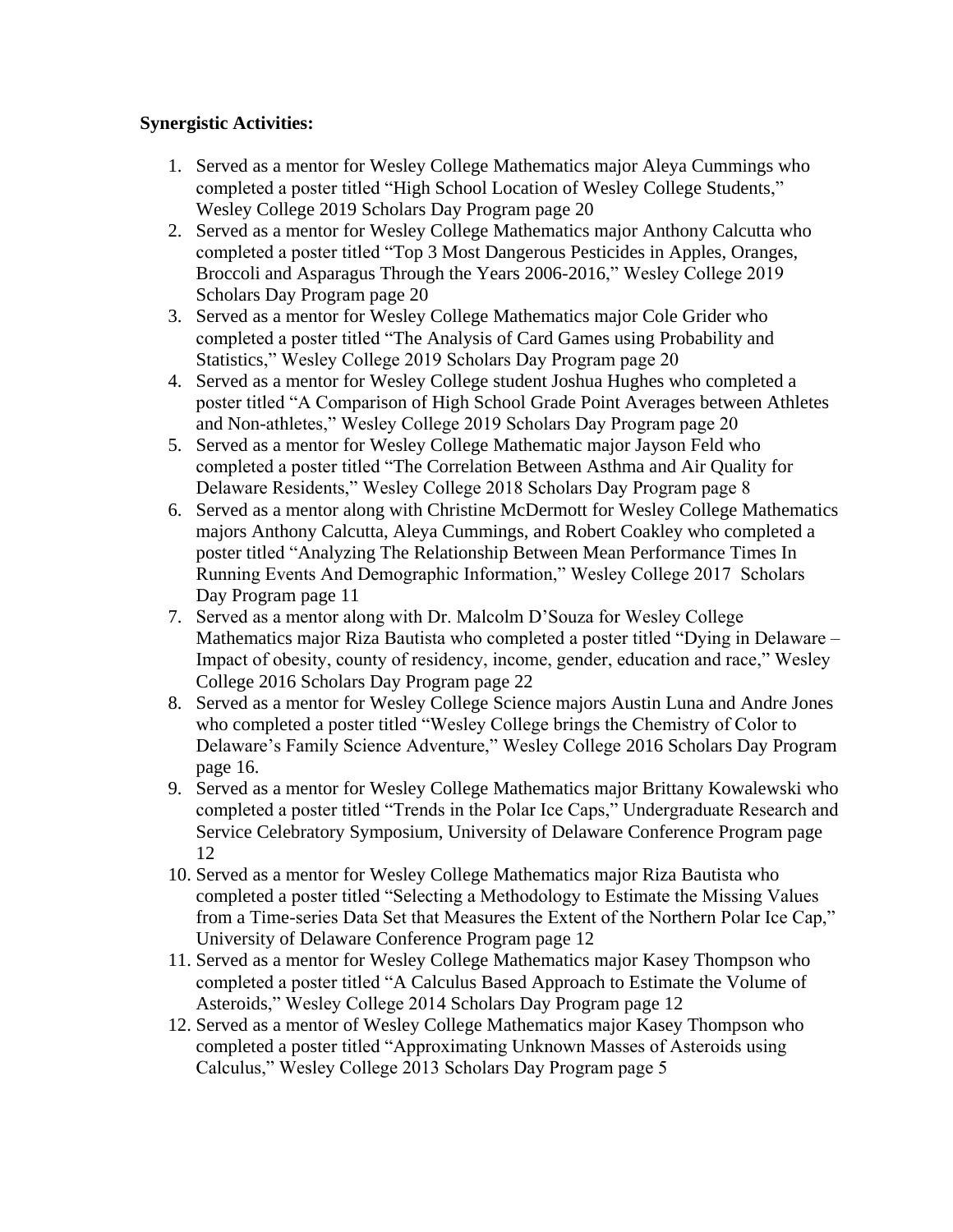**Synergistic Activities:**

1. Served as a mentor for Wesley College Mathematics major Aleya Cummings who completed a poster titled "High School Location of Wesley College Students," Wesley College 2019 Scholars Day Program page 20
2. Served as a mentor for Wesley College Mathematics major Anthony Calcutta who completed a poster titled "Top 3 Most Dangerous Pesticides in Apples, Oranges, Broccoli and Asparagus Through the Years 2006-2016," Wesley College 2019 Scholars Day Program page 20
3. Served as a mentor for Wesley College Mathematics major Cole Grider who completed a poster titled "The Analysis of Card Games using Probability and Statistics," Wesley College 2019 Scholars Day Program page 20
4. Served as a mentor for Wesley College student Joshua Hughes who completed a poster titled "A Comparison of High School Grade Point Averages between Athletes and Non-athletes," Wesley College 2019 Scholars Day Program page 20
5. Served as a mentor for Wesley College Mathematic major Jayson Feld who completed a poster titled "The Correlation Between Asthma and Air Quality for Delaware Residents," Wesley College 2018 Scholars Day Program page 8
6. Served as a mentor along with Christine McDermott for Wesley College Mathematics majors Anthony Calcutta, Aleya Cummings, and Robert Coakley who completed a poster titled "Analyzing The Relationship Between Mean Performance Times In Running Events And Demographic Information," Wesley College 2017 Scholars Day Program page 11
7. Served as a mentor along with Dr. Malcolm D'Souza for Wesley College Mathematics major Riza Bautista who completed a poster titled "Dying in Delaware – Impact of obesity, county of residency, income, gender, education and race," Wesley College 2016 Scholars Day Program page 22
8. Served as a mentor for Wesley College Science majors Austin Luna and Andre Jones who completed a poster titled "Wesley College brings the Chemistry of Color to Delaware's Family Science Adventure," Wesley College 2016 Scholars Day Program page 16.
9. Served as a mentor for Wesley College Mathematics major Brittany Kowalewski who completed a poster titled "Trends in the Polar Ice Caps," Undergraduate Research and Service Celebratory Symposium, University of Delaware Conference Program page 12
10. Served as a mentor for Wesley College Mathematics major Riza Bautista who completed a poster titled "Selecting a Methodology to Estimate the Missing Values from a Time-series Data Set that Measures the Extent of the Northern Polar Ice Cap," University of Delaware Conference Program page 12
11. Served as a mentor for Wesley College Mathematics major Kasey Thompson who completed a poster titled "A Calculus Based Approach to Estimate the Volume of Asteroids," Wesley College 2014 Scholars Day Program page 12
12. Served as a mentor of Wesley College Mathematics major Kasey Thompson who completed a poster titled "Approximating Unknown Masses of Asteroids using Calculus," Wesley College 2013 Scholars Day Program page 5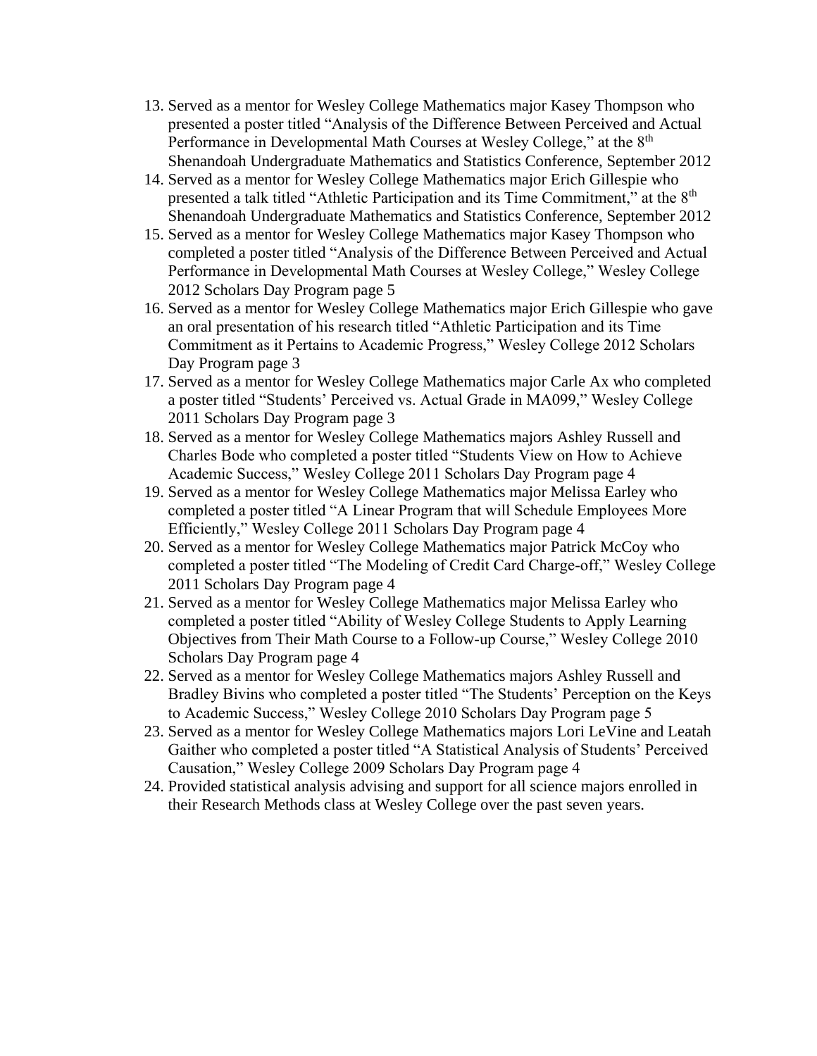13. Served as a mentor for Wesley College Mathematics major Kasey Thompson who presented a poster titled "Analysis of the Difference Between Perceived and Actual Performance in Developmental Math Courses at Wesley College," at the 8th Shenandoah Undergraduate Mathematics and Statistics Conference, September 2012
14. Served as a mentor for Wesley College Mathematics major Erich Gillespie who presented a talk titled "Athletic Participation and its Time Commitment," at the 8th Shenandoah Undergraduate Mathematics and Statistics Conference, September 2012
15. Served as a mentor for Wesley College Mathematics major Kasey Thompson who completed a poster titled "Analysis of the Difference Between Perceived and Actual Performance in Developmental Math Courses at Wesley College," Wesley College 2012 Scholars Day Program page 5
16. Served as a mentor for Wesley College Mathematics major Erich Gillespie who gave an oral presentation of his research titled "Athletic Participation and its Time Commitment as it Pertains to Academic Progress," Wesley College 2012 Scholars Day Program page 3
17. Served as a mentor for Wesley College Mathematics major Carle Ax who completed a poster titled "Students' Perceived vs. Actual Grade in MA099," Wesley College 2011 Scholars Day Program page 3
18. Served as a mentor for Wesley College Mathematics majors Ashley Russell and Charles Bode who completed a poster titled "Students View on How to Achieve Academic Success," Wesley College 2011 Scholars Day Program page 4
19. Served as a mentor for Wesley College Mathematics major Melissa Earley who completed a poster titled "A Linear Program that will Schedule Employees More Efficiently," Wesley College 2011 Scholars Day Program page 4
20. Served as a mentor for Wesley College Mathematics major Patrick McCoy who completed a poster titled "The Modeling of Credit Card Charge-off," Wesley College 2011 Scholars Day Program page 4
21. Served as a mentor for Wesley College Mathematics major Melissa Earley who completed a poster titled "Ability of Wesley College Students to Apply Learning Objectives from Their Math Course to a Follow-up Course," Wesley College 2010 Scholars Day Program page 4
22. Served as a mentor for Wesley College Mathematics majors Ashley Russell and Bradley Bivins who completed a poster titled "The Students' Perception on the Keys to Academic Success," Wesley College 2010 Scholars Day Program page 5
23. Served as a mentor for Wesley College Mathematics majors Lori LeVine and Leatah Gaither who completed a poster titled "A Statistical Analysis of Students' Perceived Causation," Wesley College 2009 Scholars Day Program page 4
24. Provided statistical analysis advising and support for all science majors enrolled in their Research Methods class at Wesley College over the past seven years.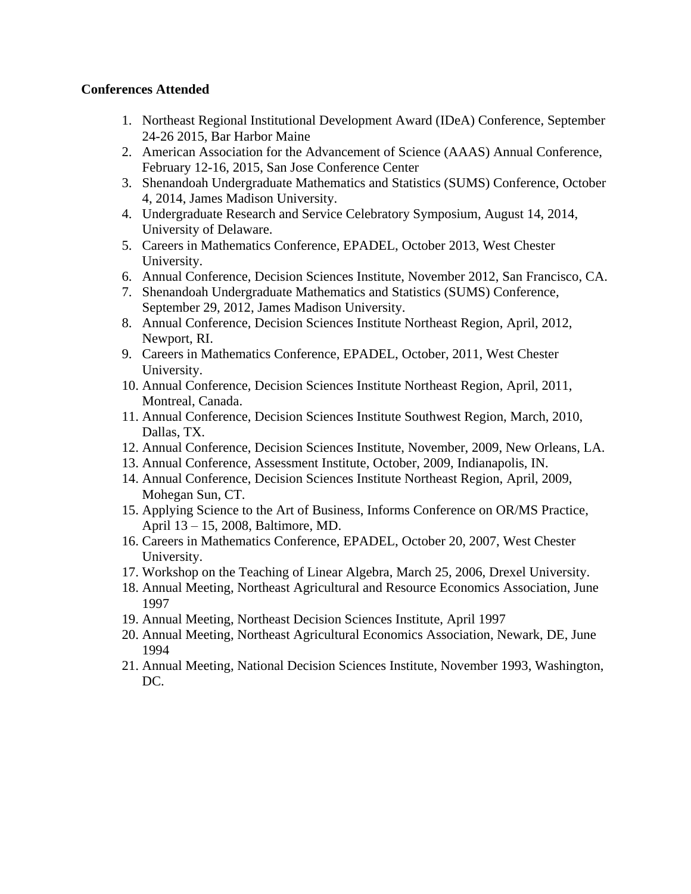**Conferences Attended**

1. Northeast Regional Institutional Development Award (IDeA) Conference, September 24-26 2015, Bar Harbor Maine
2. American Association for the Advancement of Science (AAAS) Annual Conference, February 12-16, 2015, San Jose Conference Center
3. Shenandoah Undergraduate Mathematics and Statistics (SUMS) Conference, October 4, 2014, James Madison University.
4. Undergraduate Research and Service Celebratory Symposium, August 14, 2014, University of Delaware.
5. Careers in Mathematics Conference, EPADEL, October 2013, West Chester University.
6. Annual Conference, Decision Sciences Institute, November 2012, San Francisco, CA.
7. Shenandoah Undergraduate Mathematics and Statistics (SUMS) Conference, September 29, 2012, James Madison University.
8. Annual Conference, Decision Sciences Institute Northeast Region, April, 2012, Newport, RI.
9. Careers in Mathematics Conference, EPADEL, October, 2011, West Chester University.
10. Annual Conference, Decision Sciences Institute Northeast Region, April, 2011, Montreal, Canada.
11. Annual Conference, Decision Sciences Institute Southwest Region, March, 2010, Dallas, TX.
12. Annual Conference, Decision Sciences Institute, November, 2009, New Orleans, LA.
13. Annual Conference, Assessment Institute, October, 2009, Indianapolis, IN.
14. Annual Conference, Decision Sciences Institute Northeast Region, April, 2009, Mohegan Sun, CT.
15. Applying Science to the Art of Business, Informs Conference on OR/MS Practice, April 13 – 15, 2008, Baltimore, MD.
16. Careers in Mathematics Conference, EPADEL, October 20, 2007, West Chester University.
17. Workshop on the Teaching of Linear Algebra, March 25, 2006, Drexel University.
18. Annual Meeting, Northeast Agricultural and Resource Economics Association, June 1997
19. Annual Meeting, Northeast Decision Sciences Institute, April 1997
20. Annual Meeting, Northeast Agricultural Economics Association, Newark, DE, June 1994
21. Annual Meeting, National Decision Sciences Institute, November 1993, Washington, DC.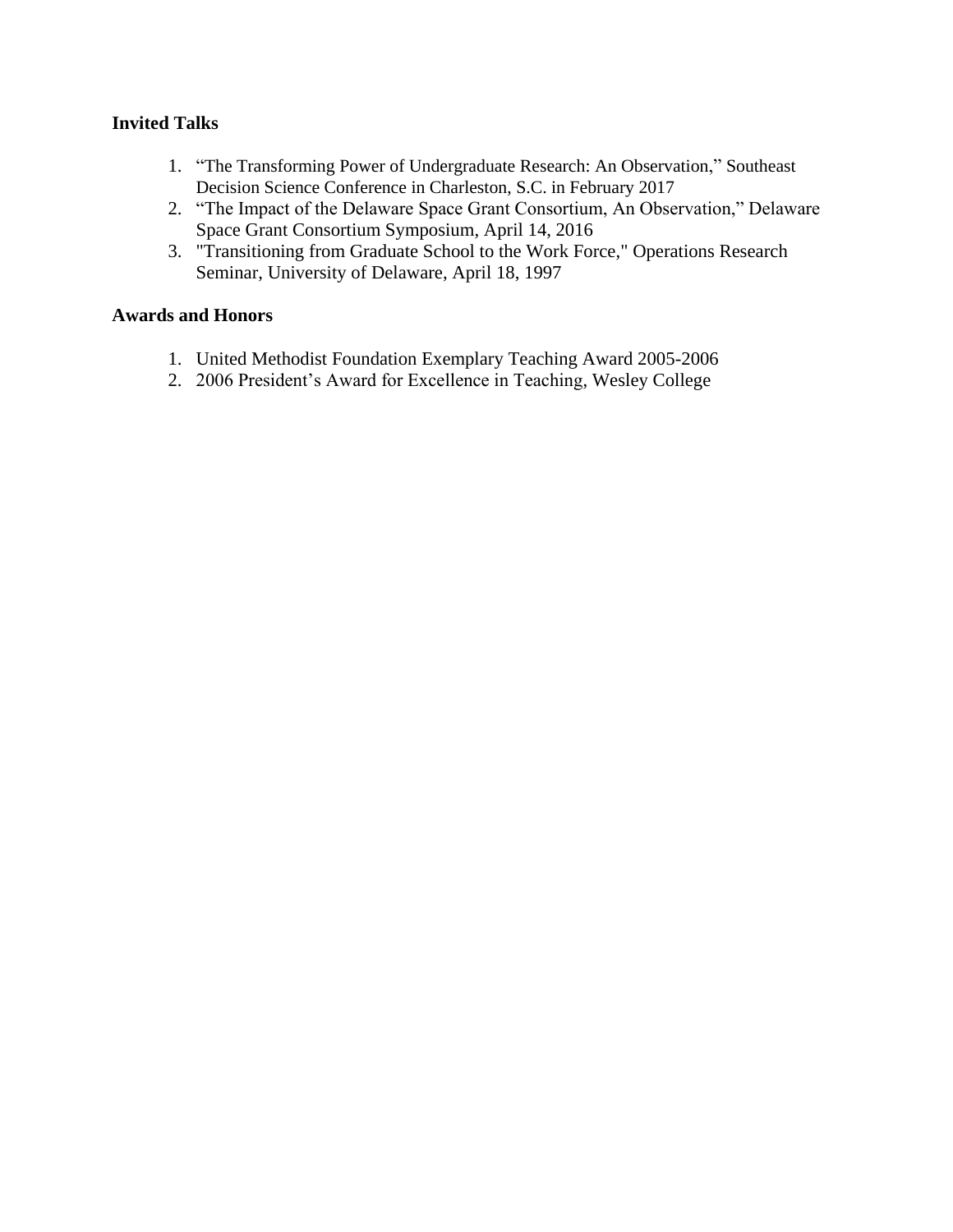**Invited Talks**

1. "The Transforming Power of Undergraduate Research: An Observation," Southeast Decision Science Conference in Charleston, S.C. in February 2017
2. "The Impact of the Delaware Space Grant Consortium, An Observation," Delaware Space Grant Consortium Symposium, April 14, 2016
3. "Transitioning from Graduate School to the Work Force," Operations Research Seminar, University of Delaware, April 18, 1997

**Awards and Honors**

1. United Methodist Foundation Exemplary Teaching Award 2005-2006
2. 2006 President's Award for Excellence in Teaching, Wesley College